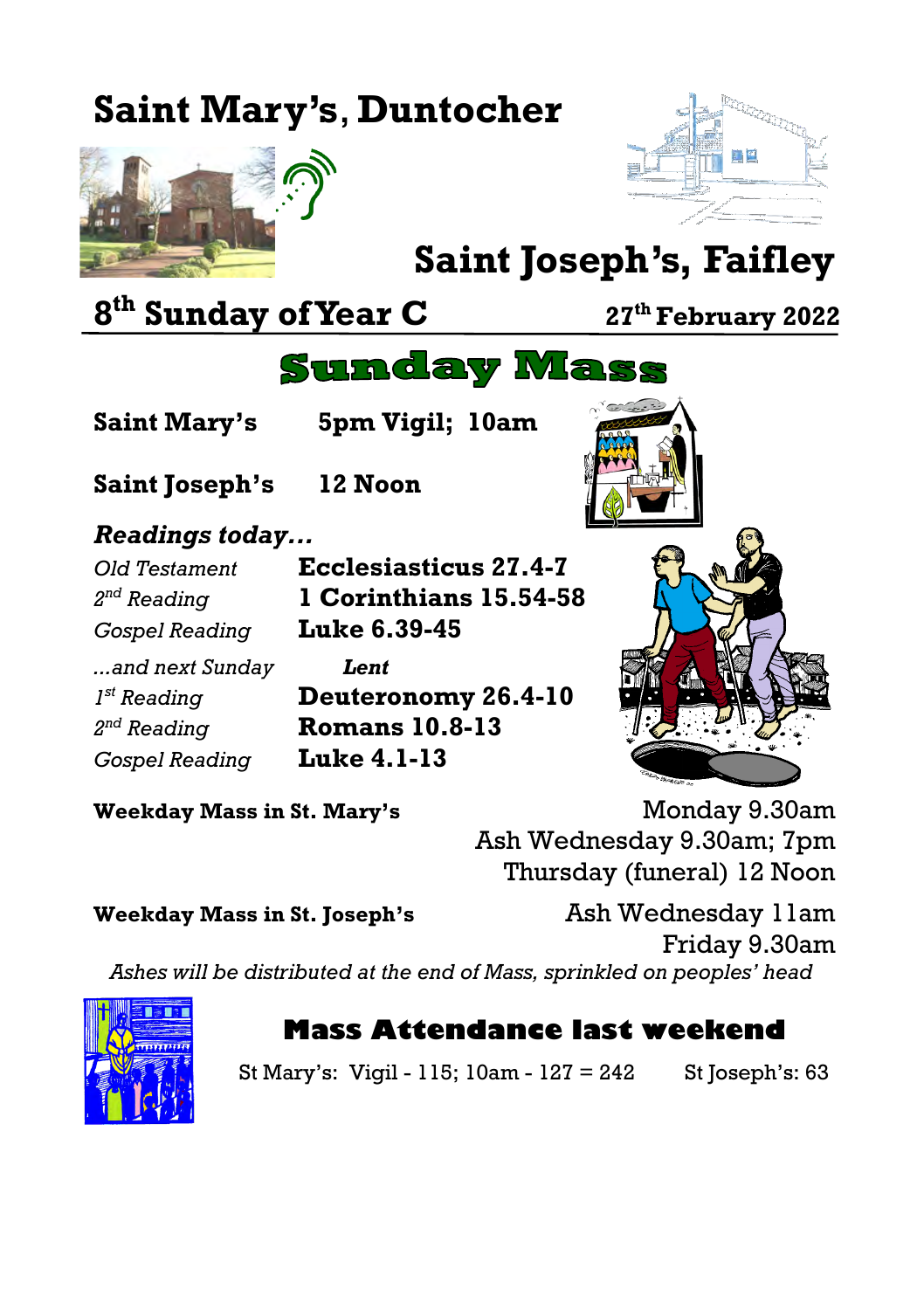# Saint Mary's, Duntocher

# Saint Joseph's, Faifley

## 8th Sunday of Year C — 27th February 2022

## Sunday Mass

**Saint Mary's** **5pm Vigil; 10am**

**Saint Joseph's** **12 Noon**

### *Readings today…*

| | |
|---|---|
| *Old Testament* | **Ecclesiasticus 27.4-7** |
| *2nd Reading* | **1 Corinthians 15.54-58** |
| *Gospel Reading* | **Luke 6.39-45** |
| *…and next Sunday* | ***Lent*** |
| *1st Reading* | **Deuteronomy 26.4-10** |
| *2nd Reading* | **Romans 10.8-13** |
| *Gospel Reading* | **Luke 4.1-13** |

**Weekday Mass in St. Mary's**
Monday 9.30am
Ash Wednesday 9.30am; 7pm
Thursday (funeral) 12 Noon

**Weekday Mass in St. Joseph's**
Ash Wednesday 11am
Friday 9.30am

*Ashes will be distributed at the end of Mass, sprinkled on peoples' head*

## Mass Attendance last weekend

St Mary's: Vigil - 115; 10am - 127 = 242    St Joseph's: 63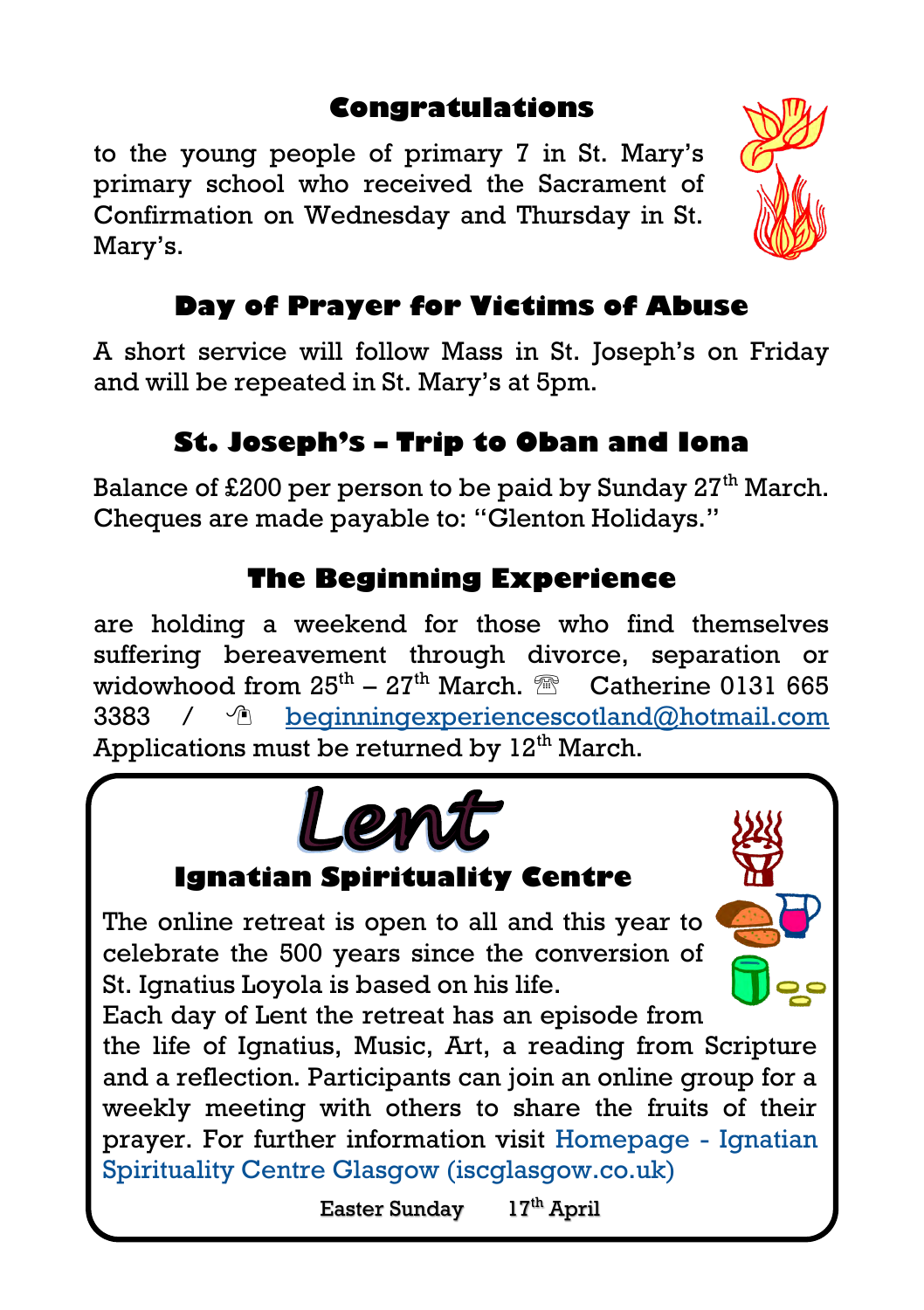## Congratulations

to the young people of primary 7 in St. Mary's primary school who received the Sacrament of Confirmation on Wednesday and Thursday in St. Mary's.

## Day of Prayer for Victims of Abuse

A short service will follow Mass in St. Joseph's on Friday and will be repeated in St. Mary's at 5pm.

## St. Joseph's – Trip to Oban and Iona

Balance of £200 per person to be paid by Sunday 27th March. Cheques are made payable to: "Glenton Holidays."

## The Beginning Experience

are holding a weekend for those who find themselves suffering bereavement through divorce, separation or widowhood from 25th – 27th March. ☏ Catherine 0131 665 3383 / beginningexperiencescotland@hotmail.com Applications must be returned by 12th March.

# Lent

## Ignatian Spirituality Centre

The online retreat is open to all and this year to celebrate the 500 years since the conversion of St. Ignatius Loyola is based on his life.

Each day of Lent the retreat has an episode from the life of Ignatius, Music, Art, a reading from Scripture and a reflection. Participants can join an online group for a weekly meeting with others to share the fruits of their prayer. For further information visit Homepage - Ignatian Spirituality Centre Glasgow (iscglasgow.co.uk)

Easter Sunday 17th April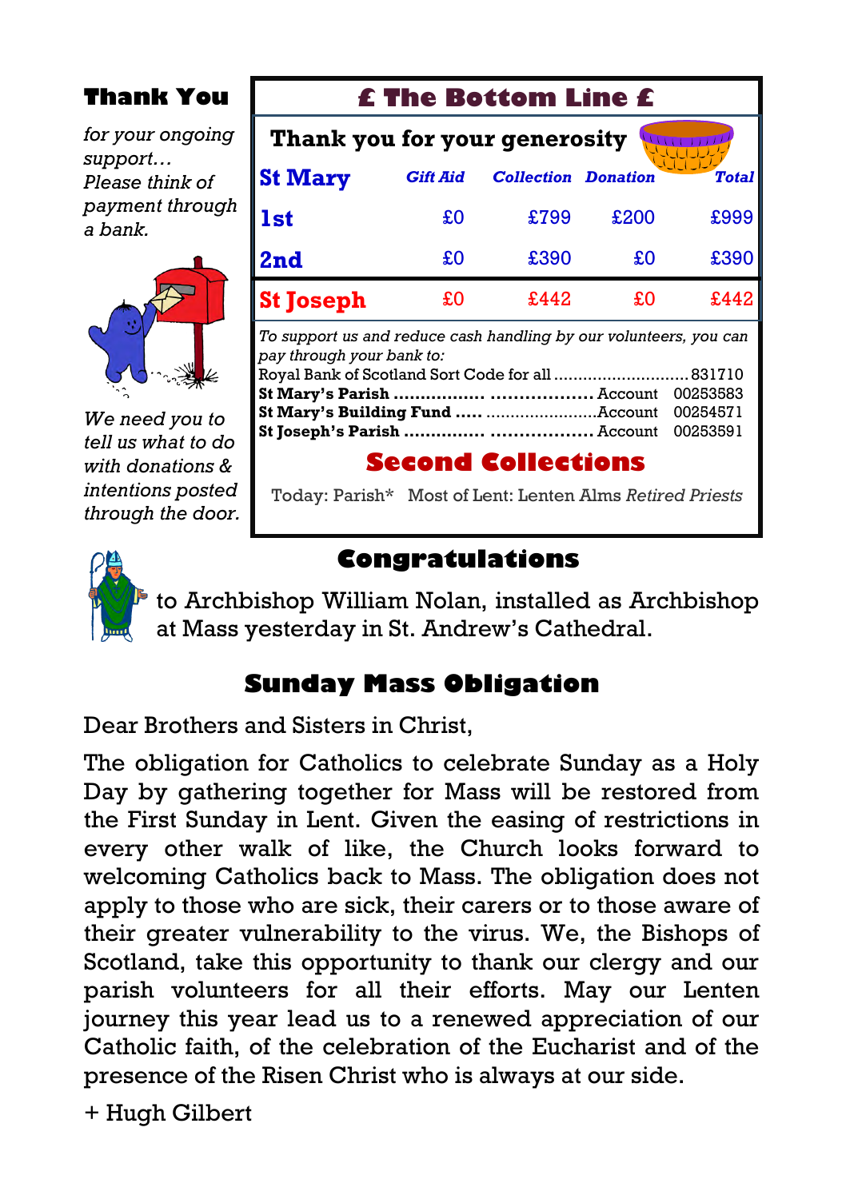## Thank You

*for your ongoing support…*
*Please think of payment through a bank.*

*We need you to tell us what to do with donations & intentions posted through the door.*

## £ The Bottom Line £

**Thank you for your generosity**

| St Mary | *Gift Aid* | *Collection* | *Donation* | *Total* |
|---|---|---|---|---|
| **1st** | £0 | £799 | £200 | £999 |
| **2nd** | £0 | £390 | £0 | £390 |
| **St Joseph** | £0 | £442 | £0 | £442 |

*To support us and reduce cash handling by our volunteers, you can pay through your bank to:*

Royal Bank of Scotland Sort Code for all ............................ 831710
**St Mary's Parish** ................ .................. Account 00253583
**St Mary's Building Fund** ..... ......................Account 00254571
**St Joseph's Parish** ............... .................. Account 00253591

### Second Collections

Today: Parish* Most of Lent: Lenten Alms *Retired Priests*

## Congratulations

to Archbishop William Nolan, installed as Archbishop at Mass yesterday in St. Andrew's Cathedral.

## Sunday Mass Obligation

Dear Brothers and Sisters in Christ,

The obligation for Catholics to celebrate Sunday as a Holy Day by gathering together for Mass will be restored from the First Sunday in Lent. Given the easing of restrictions in every other walk of like, the Church looks forward to welcoming Catholics back to Mass. The obligation does not apply to those who are sick, their carers or to those aware of their greater vulnerability to the virus. We, the Bishops of Scotland, take this opportunity to thank our clergy and our parish volunteers for all their efforts. May our Lenten journey this year lead us to a renewed appreciation of our Catholic faith, of the celebration of the Eucharist and of the presence of the Risen Christ who is always at our side.

\+ Hugh Gilbert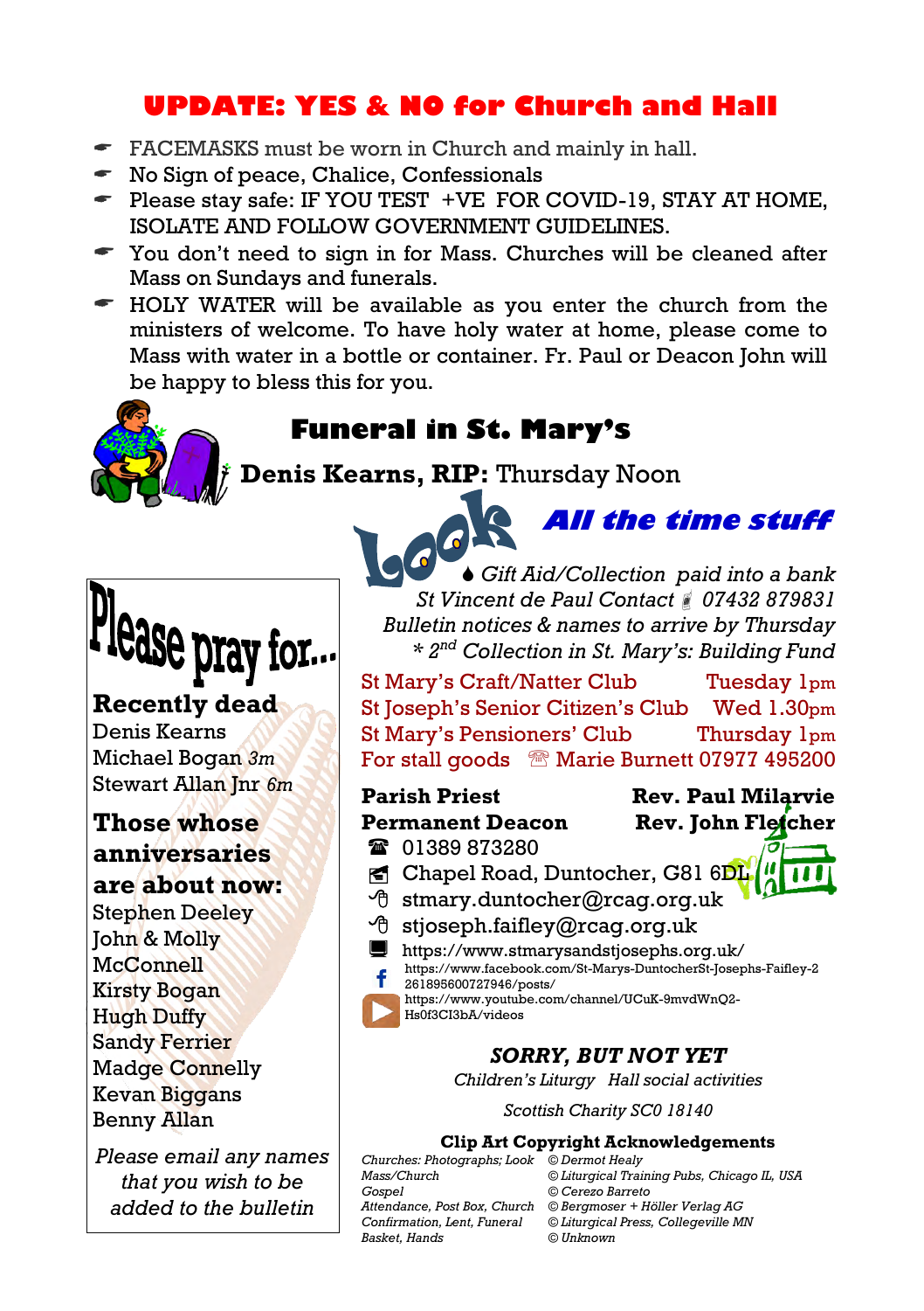## UPDATE: YES & NO for Church and Hall

- FACEMASKS must be worn in Church and mainly in hall.
- No Sign of peace, Chalice, Confessionals
- Please stay safe: IF YOU TEST +VE FOR COVID-19, STAY AT HOME, ISOLATE AND FOLLOW GOVERNMENT GUIDELINES.
- You don't need to sign in for Mass. Churches will be cleaned after Mass on Sundays and funerals.
- HOLY WATER will be available as you enter the church from the ministers of welcome. To have holy water at home, please come to Mass with water in a bottle or container. Fr. Paul or Deacon John will be happy to bless this for you.

## Funeral in St. Mary's

**Denis Kearns, RIP:** Thursday Noon

## Please pray for...

**Recently dead**
Denis Kearns
Michael Bogan *3m*
Stewart Allan Jnr *6m*

**Those whose anniversaries are about now:**
Stephen Deeley
John & Molly McConnell
Kirsty Bogan
Hugh Duffy
Sandy Ferrier
Madge Connelly
Kevan Biggans
Benny Allan

*Please email any names that you wish to be added to the bulletin*

## Look — *All the time stuff*

*Gift Aid/Collection paid into a bank*
*St Vincent de Paul Contact 07432 879831*
*Bulletin notices & names to arrive by Thursday*
*\* 2nd Collection in St. Mary's: Building Fund*

| | |
|---|---|
| St Mary's Craft/Natter Club | Tuesday 1pm |
| St Joseph's Senior Citizen's Club | Wed 1.30pm |
| St Mary's Pensioners' Club | Thursday 1pm |
| For stall goods | Marie Burnett 07977 495200 |

**Parish Priest** **Rev. Paul Milarvie**
**Permanent Deacon** **Rev. John Fletcher**

01389 873280
Chapel Road, Duntocher, G81 6DL
stmary.duntocher@rcag.org.uk
stjoseph.faifley@rcag.org.uk
https://www.stmarysandstjosephs.org.uk/
https://www.facebook.com/St-Marys-DuntocherSt-Josephs-Faifley-2261895600727946/posts/
https://www.youtube.com/channel/UCuK-9mvdWnQ2-Hs0f3CI3bA/videos

### *SORRY, BUT NOT YET*

*Children's Liturgy Hall social activities*

*Scottish Charity SC0 18140*

**Clip Art Copyright Acknowledgements**

| | |
|---|---|
| *Churches: Photographs; Look* | *© Dermot Healy* |
| *Mass/Church* | *© Liturgical Training Pubs, Chicago IL, USA* |
| *Gospel* | *© Cerezo Barreto* |
| *Attendance, Post Box, Church* | *© Bergmoser + Höller Verlag AG* |
| *Confirmation, Lent, Funeral* | *© Liturgical Press, Collegeville MN* |
| *Basket, Hands* | *© Unknown* |